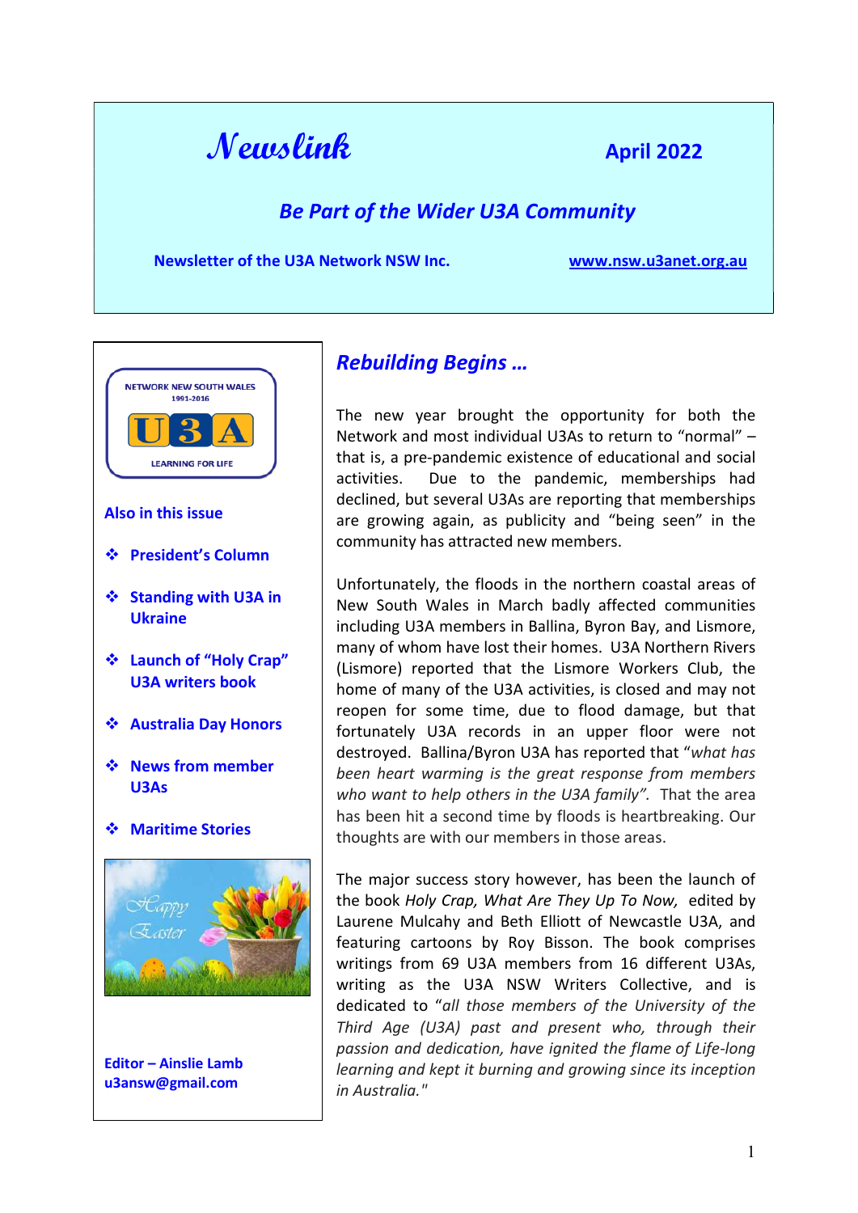# Newslink

**April 2022**

***Be Part of the Wider U3A Community***

**Newsletter of the U3A Network NSW Inc.** **www.nsw.u3anet.org.au**

NETWORK NEW SOUTH WALES 1991-2016 U3A LEARNING FOR LIFE

**Also in this issue**

- **President's Column**
- **Standing with U3A in Ukraine**
- **Launch of "Holy Crap" U3A writers book**
- **Australia Day Honors**
- **News from member U3As**
- **Maritime Stories**

Happy Easter

**Editor – Ainslie Lamb**
**u3answ@gmail.com**

## *Rebuilding Begins …*

The new year brought the opportunity for both the Network and most individual U3As to return to "normal" – that is, a pre-pandemic existence of educational and social activities. Due to the pandemic, memberships had declined, but several U3As are reporting that memberships are growing again, as publicity and "being seen" in the community has attracted new members.

Unfortunately, the floods in the northern coastal areas of New South Wales in March badly affected communities including U3A members in Ballina, Byron Bay, and Lismore, many of whom have lost their homes. U3A Northern Rivers (Lismore) reported that the Lismore Workers Club, the home of many of the U3A activities, is closed and may not reopen for some time, due to flood damage, but that fortunately U3A records in an upper floor were not destroyed. Ballina/Byron U3A has reported that "*what has been heart warming is the great response from members who want to help others in the U3A family*". That the area has been hit a second time by floods is heartbreaking. Our thoughts are with our members in those areas.

The major success story however, has been the launch of the book *Holy Crap, What Are They Up To Now,* edited by Laurene Mulcahy and Beth Elliott of Newcastle U3A, and featuring cartoons by Roy Bisson. The book comprises writings from 69 U3A members from 16 different U3As, writing as the U3A NSW Writers Collective, and is dedicated to "*all those members of the University of the Third Age (U3A) past and present who, through their passion and dedication, have ignited the flame of Life-long learning and kept it burning and growing since its inception in Australia.*"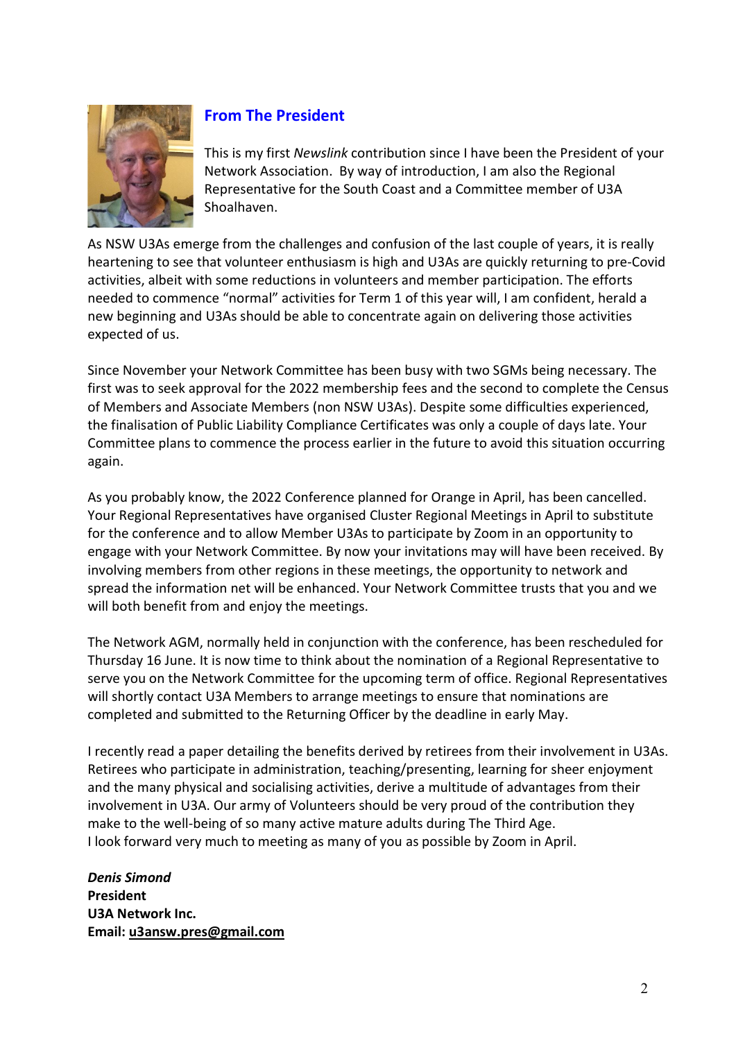## From The President

This is my first *Newslink* contribution since I have been the President of your Network Association. By way of introduction, I am also the Regional Representative for the South Coast and a Committee member of U3A Shoalhaven.

As NSW U3As emerge from the challenges and confusion of the last couple of years, it is really heartening to see that volunteer enthusiasm is high and U3As are quickly returning to pre-Covid activities, albeit with some reductions in volunteers and member participation. The efforts needed to commence "normal" activities for Term 1 of this year will, I am confident, herald a new beginning and U3As should be able to concentrate again on delivering those activities expected of us.

Since November your Network Committee has been busy with two SGMs being necessary. The first was to seek approval for the 2022 membership fees and the second to complete the Census of Members and Associate Members (non NSW U3As). Despite some difficulties experienced, the finalisation of Public Liability Compliance Certificates was only a couple of days late. Your Committee plans to commence the process earlier in the future to avoid this situation occurring again.

As you probably know, the 2022 Conference planned for Orange in April, has been cancelled. Your Regional Representatives have organised Cluster Regional Meetings in April to substitute for the conference and to allow Member U3As to participate by Zoom in an opportunity to engage with your Network Committee. By now your invitations may will have been received. By involving members from other regions in these meetings, the opportunity to network and spread the information net will be enhanced. Your Network Committee trusts that you and we will both benefit from and enjoy the meetings.

The Network AGM, normally held in conjunction with the conference, has been rescheduled for Thursday 16 June. It is now time to think about the nomination of a Regional Representative to serve you on the Network Committee for the upcoming term of office. Regional Representatives will shortly contact U3A Members to arrange meetings to ensure that nominations are completed and submitted to the Returning Officer by the deadline in early May.

I recently read a paper detailing the benefits derived by retirees from their involvement in U3As. Retirees who participate in administration, teaching/presenting, learning for sheer enjoyment and the many physical and socialising activities, derive a multitude of advantages from their involvement in U3A. Our army of Volunteers should be very proud of the contribution they make to the well-being of so many active mature adults during The Third Age.
I look forward very much to meeting as many of you as possible by Zoom in April.

***Denis Simond***
**President**
**U3A Network Inc.**
**Email: u3answ.pres@gmail.com**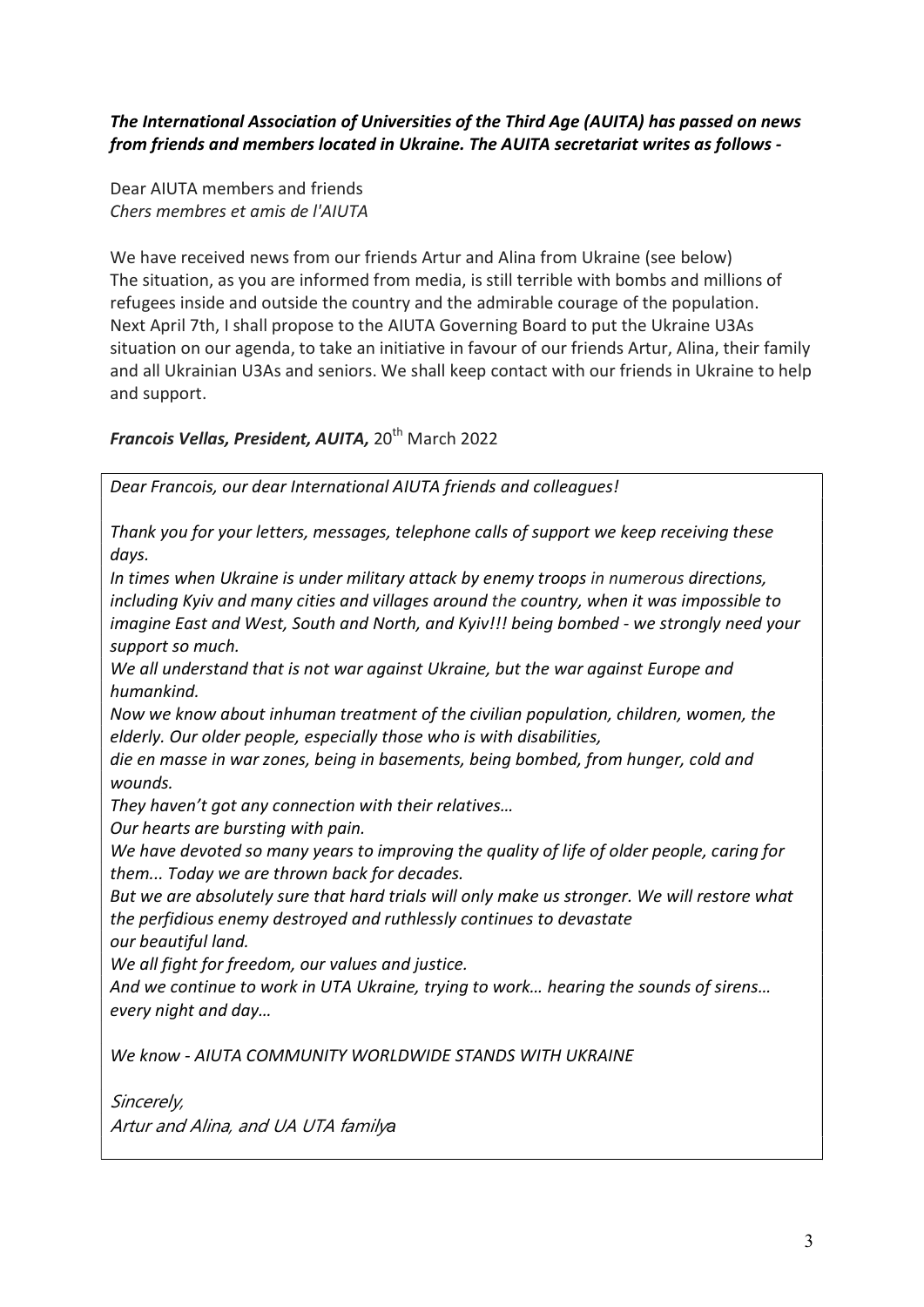***The International Association of Universities of the Third Age (AUITA) has passed on news from friends and members located in Ukraine. The AUITA secretariat writes as follows -***

Dear AIUTA members and friends
*Chers membres et amis de l'AIUTA*

We have received news from our friends Artur and Alina from Ukraine (see below)
The situation, as you are informed from media, is still terrible with bombs and millions of refugees inside and outside the country and the admirable courage of the population.
Next April 7th, I shall propose to the AIUTA Governing Board to put the Ukraine U3As situation on our agenda, to take an initiative in favour of our friends Artur, Alina, their family and all Ukrainian U3As and seniors. We shall keep contact with our friends in Ukraine to help and support.

***Francois Vellas, President, AUITA,*** 20th March 2022

*Dear Francois, our dear International AIUTA friends and colleagues!*

*Thank you for your letters, messages, telephone calls of support we keep receiving these days.*
*In times when Ukraine is under military attack by enemy troops in numerous directions, including Kyiv and many cities and villages around the country, when it was impossible to imagine East and West, South and North, and Kyiv!!! being bombed - we strongly need your support so much.*
*We all understand that is not war against Ukraine, but the war against Europe and humankind.*
*Now we know about inhuman treatment of the civilian population, children, women, the elderly. Our older people, especially those who is with disabilities,*
*die en masse in war zones, being in basements, being bombed, from hunger, cold and wounds.*
*They haven't got any connection with their relatives…*
*Our hearts are bursting with pain.*
*We have devoted so many years to improving the quality of life of older people, caring for them... Today we are thrown back for decades.*
*But we are absolutely sure that hard trials will only make us stronger. We will restore what the perfidious enemy destroyed and ruthlessly continues to devastate*
*our beautiful land.*
*We all fight for freedom, our values and justice.*
*And we continue to work in UTA Ukraine, trying to work… hearing the sounds of sirens… every night and day…*

*We know - AIUTA COMMUNITY WORLDWIDE STANDS WITH UKRAINE*

*Sincerely,*
*Artur and Alina, and UA UTA familya*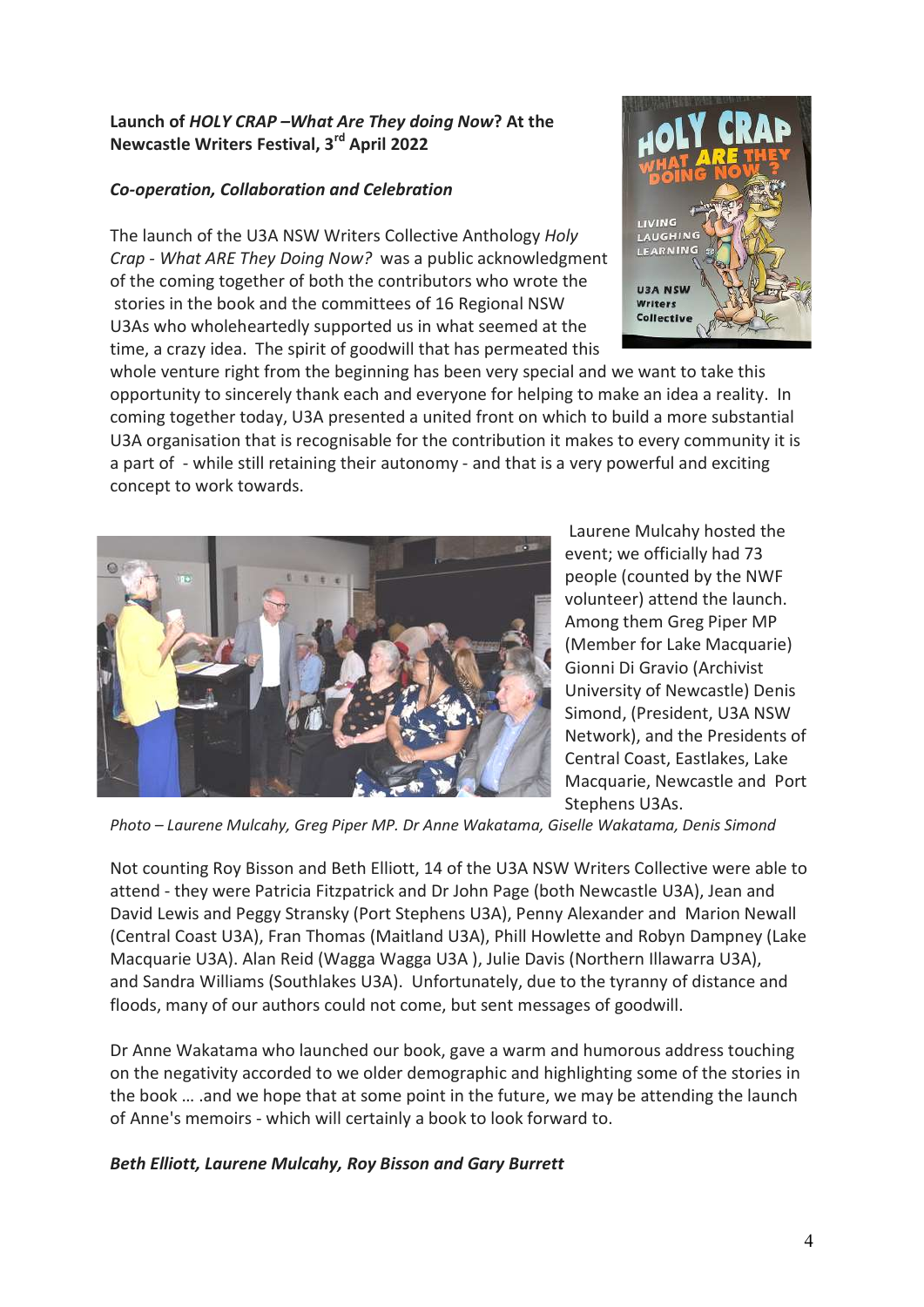**Launch of *HOLY CRAP –What Are They doing Now*? At the Newcastle Writers Festival, 3rd April 2022**

***Co-operation, Collaboration and Celebration***

The launch of the U3A NSW Writers Collective Anthology *Holy Crap - What ARE They Doing Now?* was a public acknowledgment of the coming together of both the contributors who wrote the stories in the book and the committees of 16 Regional NSW U3As who wholeheartedly supported us in what seemed at the time, a crazy idea. The spirit of goodwill that has permeated this whole venture right from the beginning has been very special and we want to take this opportunity to sincerely thank each and everyone for helping to make an idea a reality. In coming together today, U3A presented a united front on which to build a more substantial U3A organisation that is recognisable for the contribution it makes to every community it is a part of - while still retaining their autonomy - and that is a very powerful and exciting concept to work towards.

Laurene Mulcahy hosted the event; we officially had 73 people (counted by the NWF volunteer) attend the launch. Among them Greg Piper MP (Member for Lake Macquarie) Gionni Di Gravio (Archivist University of Newcastle) Denis Simond, (President, U3A NSW Network), and the Presidents of Central Coast, Eastlakes, Lake Macquarie, Newcastle and Port Stephens U3As.

*Photo – Laurene Mulcahy, Greg Piper MP. Dr Anne Wakatama, Giselle Wakatama, Denis Simond*

Not counting Roy Bisson and Beth Elliott, 14 of the U3A NSW Writers Collective were able to attend - they were Patricia Fitzpatrick and Dr John Page (both Newcastle U3A), Jean and David Lewis and Peggy Stransky (Port Stephens U3A), Penny Alexander and Marion Newall (Central Coast U3A), Fran Thomas (Maitland U3A), Phill Howlette and Robyn Dampney (Lake Macquarie U3A). Alan Reid (Wagga Wagga U3A ), Julie Davis (Northern Illawarra U3A), and Sandra Williams (Southlakes U3A). Unfortunately, due to the tyranny of distance and floods, many of our authors could not come, but sent messages of goodwill.

Dr Anne Wakatama who launched our book, gave a warm and humorous address touching on the negativity accorded to we older demographic and highlighting some of the stories in the book … .and we hope that at some point in the future, we may be attending the launch of Anne's memoirs - which will certainly a book to look forward to.

***Beth Elliott, Laurene Mulcahy, Roy Bisson and Gary Burrett***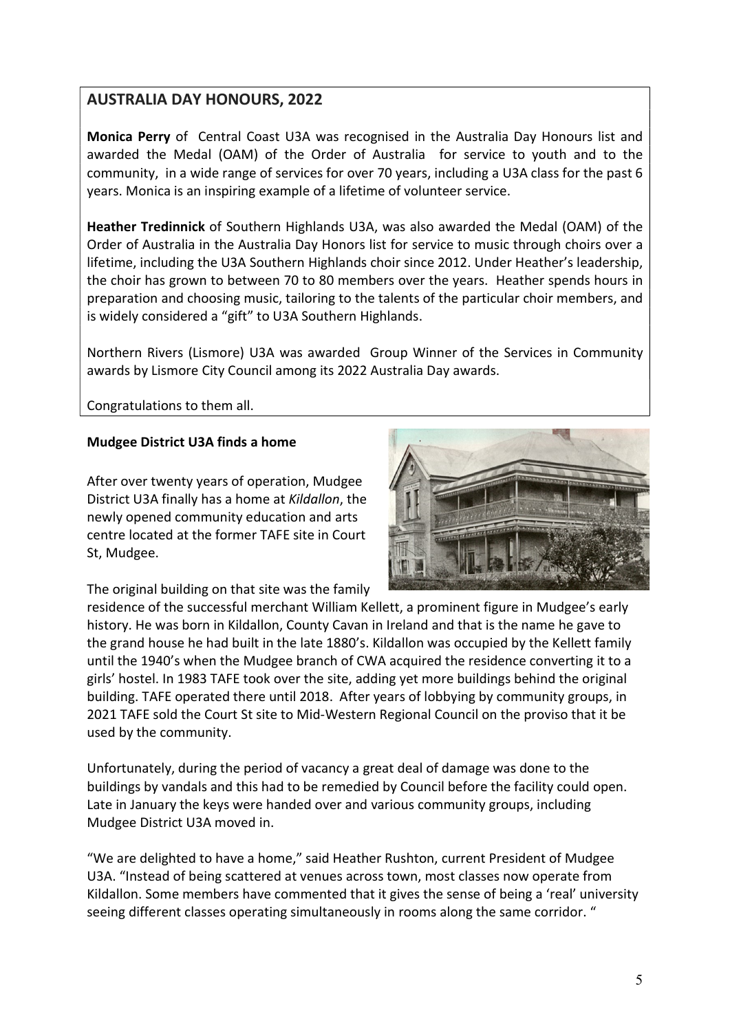## AUSTRALIA DAY HONOURS, 2022

**Monica Perry** of Central Coast U3A was recognised in the Australia Day Honours list and awarded the Medal (OAM) of the Order of Australia for service to youth and to the community, in a wide range of services for over 70 years, including a U3A class for the past 6 years. Monica is an inspiring example of a lifetime of volunteer service.

**Heather Tredinnick** of Southern Highlands U3A, was also awarded the Medal (OAM) of the Order of Australia in the Australia Day Honors list for service to music through choirs over a lifetime, including the U3A Southern Highlands choir since 2012. Under Heather's leadership, the choir has grown to between 70 to 80 members over the years. Heather spends hours in preparation and choosing music, tailoring to the talents of the particular choir members, and is widely considered a "gift" to U3A Southern Highlands.

Northern Rivers (Lismore) U3A was awarded Group Winner of the Services in Community awards by Lismore City Council among its 2022 Australia Day awards.

Congratulations to them all.

**Mudgee District U3A finds a home**

After over twenty years of operation, Mudgee District U3A finally has a home at *Kildallon*, the newly opened community education and arts centre located at the former TAFE site in Court St, Mudgee.

The original building on that site was the family residence of the successful merchant William Kellett, a prominent figure in Mudgee's early history. He was born in Kildallon, County Cavan in Ireland and that is the name he gave to the grand house he had built in the late 1880's. Kildallon was occupied by the Kellett family until the 1940's when the Mudgee branch of CWA acquired the residence converting it to a girls' hostel. In 1983 TAFE took over the site, adding yet more buildings behind the original building. TAFE operated there until 2018. After years of lobbying by community groups, in 2021 TAFE sold the Court St site to Mid-Western Regional Council on the proviso that it be used by the community.

Unfortunately, during the period of vacancy a great deal of damage was done to the buildings by vandals and this had to be remedied by Council before the facility could open. Late in January the keys were handed over and various community groups, including Mudgee District U3A moved in.

"We are delighted to have a home," said Heather Rushton, current President of Mudgee U3A. "Instead of being scattered at venues across town, most classes now operate from Kildallon. Some members have commented that it gives the sense of being a 'real' university seeing different classes operating simultaneously in rooms along the same corridor. "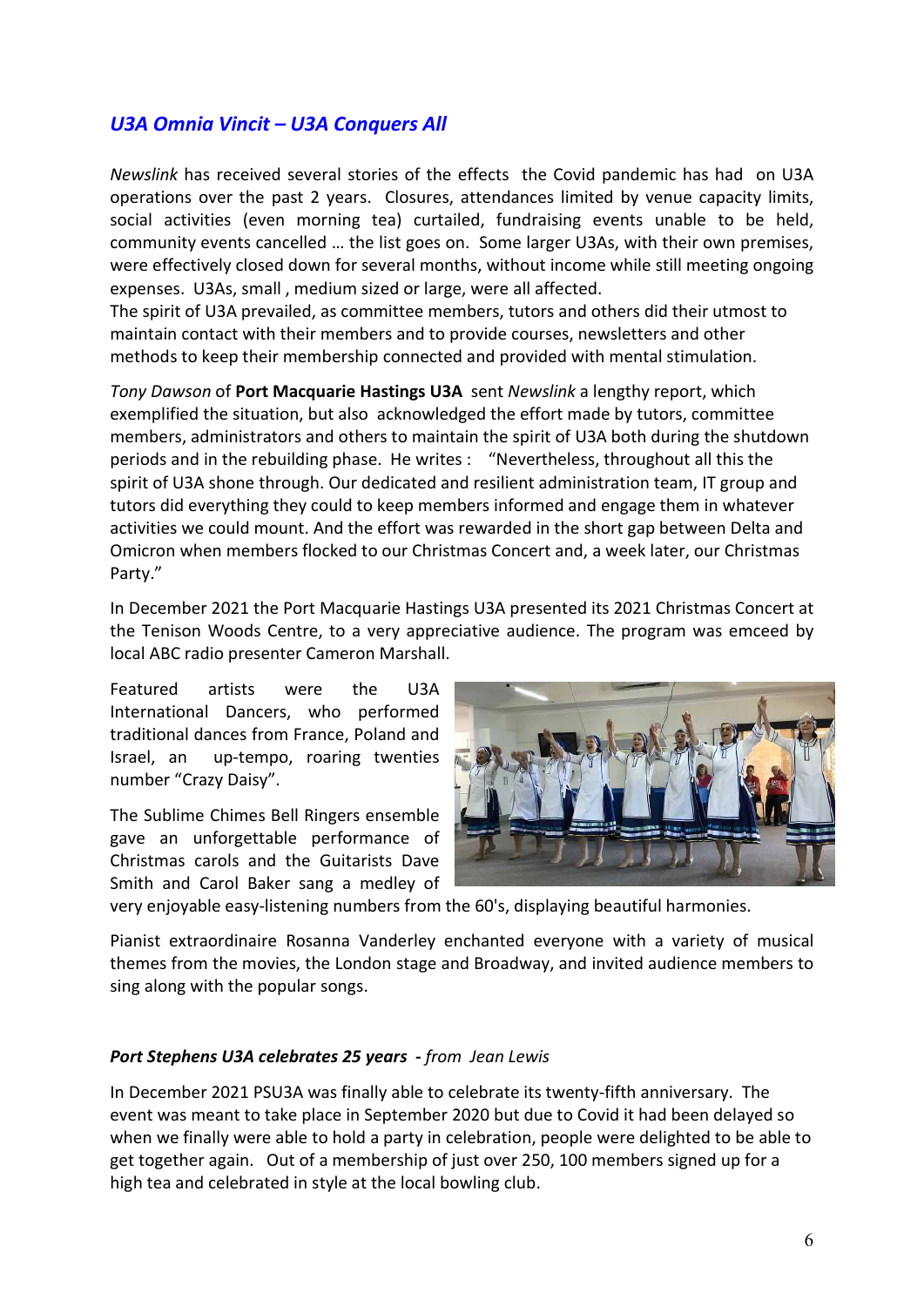## *U3A Omnia Vincit – U3A Conquers All*

*Newslink* has received several stories of the effects the Covid pandemic has had on U3A operations over the past 2 years. Closures, attendances limited by venue capacity limits, social activities (even morning tea) curtailed, fundraising events unable to be held, community events cancelled … the list goes on. Some larger U3As, with their own premises, were effectively closed down for several months, without income while still meeting ongoing expenses. U3As, small , medium sized or large, were all affected.
The spirit of U3A prevailed, as committee members, tutors and others did their utmost to maintain contact with their members and to provide courses, newsletters and other methods to keep their membership connected and provided with mental stimulation.

*Tony Dawson* of **Port Macquarie Hastings U3A** sent *Newslink* a lengthy report, which exemplified the situation, but also acknowledged the effort made by tutors, committee members, administrators and others to maintain the spirit of U3A both during the shutdown periods and in the rebuilding phase. He writes : "Nevertheless, throughout all this the spirit of U3A shone through. Our dedicated and resilient administration team, IT group and tutors did everything they could to keep members informed and engage them in whatever activities we could mount. And the effort was rewarded in the short gap between Delta and Omicron when members flocked to our Christmas Concert and, a week later, our Christmas Party."

In December 2021 the Port Macquarie Hastings U3A presented its 2021 Christmas Concert at the Tenison Woods Centre, to a very appreciative audience. The program was emceed by local ABC radio presenter Cameron Marshall.

Featured artists were the U3A International Dancers, who performed traditional dances from France, Poland and Israel, an up-tempo, roaring twenties number "Crazy Daisy".

The Sublime Chimes Bell Ringers ensemble gave an unforgettable performance of Christmas carols and the Guitarists Dave Smith and Carol Baker sang a medley of very enjoyable easy-listening numbers from the 60's, displaying beautiful harmonies.

Pianist extraordinaire Rosanna Vanderley enchanted everyone with a variety of musical themes from the movies, the London stage and Broadway, and invited audience members to sing along with the popular songs.

### ***Port Stephens U3A celebrates 25 years*** - *from Jean Lewis*

In December 2021 PSU3A was finally able to celebrate its twenty-fifth anniversary. The event was meant to take place in September 2020 but due to Covid it had been delayed so when we finally were able to hold a party in celebration, people were delighted to be able to get together again. Out of a membership of just over 250, 100 members signed up for a high tea and celebrated in style at the local bowling club.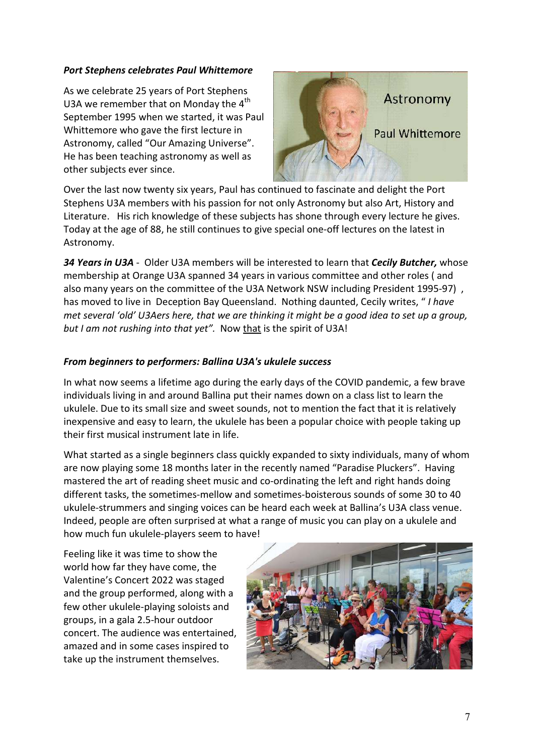***Port Stephens celebrates Paul Whittemore***

As we celebrate 25 years of Port Stephens U3A we remember that on Monday the 4th September 1995 when we started, it was Paul Whittemore who gave the first lecture in Astronomy, called "Our Amazing Universe". He has been teaching astronomy as well as other subjects ever since.

Over the last now twenty six years, Paul has continued to fascinate and delight the Port Stephens U3A members with his passion for not only Astronomy but also Art, History and Literature. His rich knowledge of these subjects has shone through every lecture he gives. Today at the age of 88, he still continues to give special one-off lectures on the latest in Astronomy.

***34 Years in U3A*** - Older U3A members will be interested to learn that ***Cecily Butcher,*** whose membership at Orange U3A spanned 34 years in various committee and other roles ( and also many years on the committee of the U3A Network NSW including President 1995-97) , has moved to live in Deception Bay Queensland. Nothing daunted, Cecily writes, " *I have met several 'old' U3Aers here, that we are thinking it might be a good idea to set up a group, but I am not rushing into that yet".* Now that is the spirit of U3A!

***From beginners to performers: Ballina U3A's ukulele success***

In what now seems a lifetime ago during the early days of the COVID pandemic, a few brave individuals living in and around Ballina put their names down on a class list to learn the ukulele. Due to its small size and sweet sounds, not to mention the fact that it is relatively inexpensive and easy to learn, the ukulele has been a popular choice with people taking up their first musical instrument late in life.

What started as a single beginners class quickly expanded to sixty individuals, many of whom are now playing some 18 months later in the recently named "Paradise Pluckers". Having mastered the art of reading sheet music and co-ordinating the left and right hands doing different tasks, the sometimes-mellow and sometimes-boisterous sounds of some 30 to 40 ukulele-strummers and singing voices can be heard each week at Ballina's U3A class venue. Indeed, people are often surprised at what a range of music you can play on a ukulele and how much fun ukulele-players seem to have!

Feeling like it was time to show the world how far they have come, the Valentine's Concert 2022 was staged and the group performed, along with a few other ukulele-playing soloists and groups, in a gala 2.5-hour outdoor concert. The audience was entertained, amazed and in some cases inspired to take up the instrument themselves.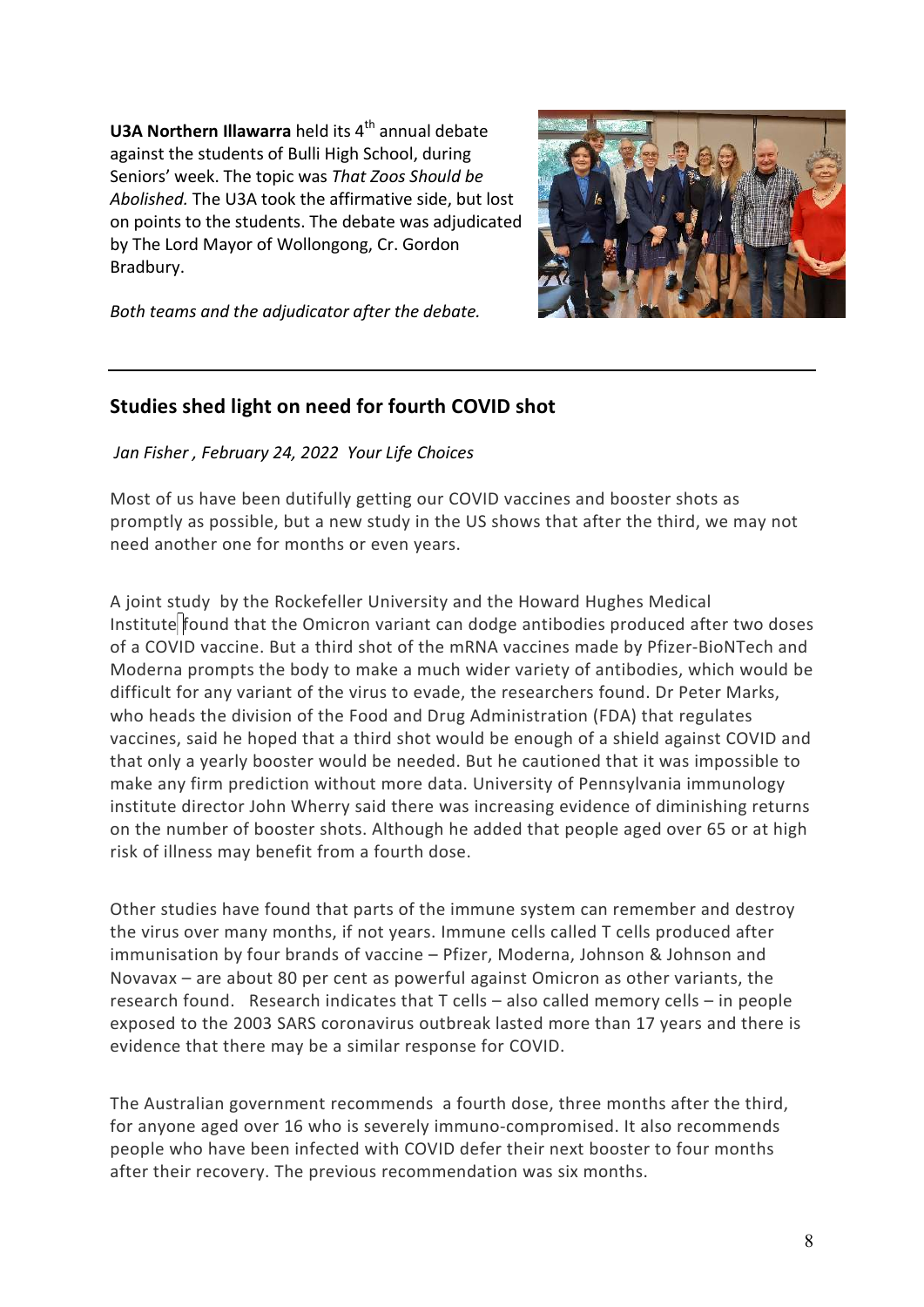**U3A Northern Illawarra** held its 4th annual debate against the students of Bulli High School, during Seniors' week. The topic was *That Zoos Should be Abolished.* The U3A took the affirmative side, but lost on points to the students. The debate was adjudicated by The Lord Mayor of Wollongong, Cr. Gordon Bradbury.

*Both teams and the adjudicator after the debate.*

---

## Studies shed light on need for fourth COVID shot

*Jan Fisher , February 24, 2022 Your Life Choices*

Most of us have been dutifully getting our COVID vaccines and booster shots as promptly as possible, but a new study in the US shows that after the third, we may not need another one for months or even years.

A joint study by the Rockefeller University and the Howard Hughes Medical Institute found that the Omicron variant can dodge antibodies produced after two doses of a COVID vaccine. But a third shot of the mRNA vaccines made by Pfizer-BioNTech and Moderna prompts the body to make a much wider variety of antibodies, which would be difficult for any variant of the virus to evade, the researchers found. Dr Peter Marks, who heads the division of the Food and Drug Administration (FDA) that regulates vaccines, said he hoped that a third shot would be enough of a shield against COVID and that only a yearly booster would be needed. But he cautioned that it was impossible to make any firm prediction without more data. University of Pennsylvania immunology institute director John Wherry said there was increasing evidence of diminishing returns on the number of booster shots. Although he added that people aged over 65 or at high risk of illness may benefit from a fourth dose.

Other studies have found that parts of the immune system can remember and destroy the virus over many months, if not years. Immune cells called T cells produced after immunisation by four brands of vaccine – Pfizer, Moderna, Johnson & Johnson and Novavax – are about 80 per cent as powerful against Omicron as other variants, the research found. Research indicates that T cells – also called memory cells – in people exposed to the 2003 SARS coronavirus outbreak lasted more than 17 years and there is evidence that there may be a similar response for COVID.

The Australian government recommends a fourth dose, three months after the third, for anyone aged over 16 who is severely immuno-compromised. It also recommends people who have been infected with COVID defer their next booster to four months after their recovery. The previous recommendation was six months.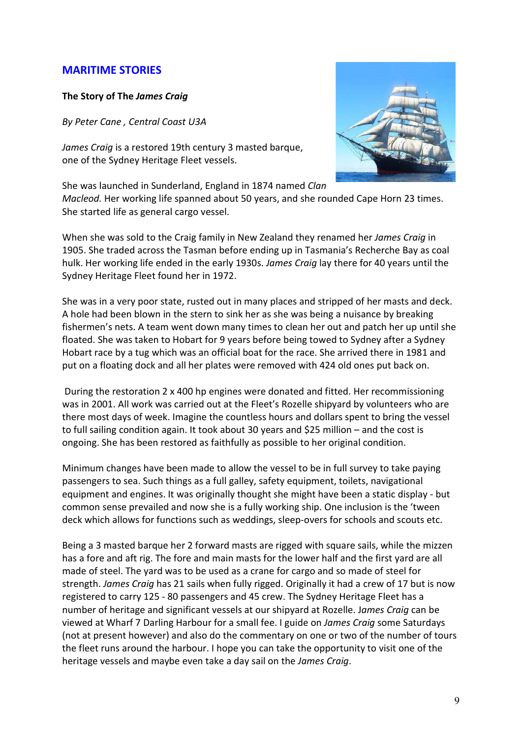## MARITIME STORIES

**The Story of The *James Craig***

*By Peter Cane , Central Coast U3A*

*James Craig* is a restored 19th century 3 masted barque, one of the Sydney Heritage Fleet vessels.

She was launched in Sunderland, England in 1874 named *Clan Macleod.* Her working life spanned about 50 years, and she rounded Cape Horn 23 times. She started life as general cargo vessel.

When she was sold to the Craig family in New Zealand they renamed her *James Craig* in 1905. She traded across the Tasman before ending up in Tasmania's Recherche Bay as coal hulk. Her working life ended in the early 1930s. *James Craig* lay there for 40 years until the Sydney Heritage Fleet found her in 1972.

She was in a very poor state, rusted out in many places and stripped of her masts and deck. A hole had been blown in the stern to sink her as she was being a nuisance by breaking fishermen's nets. A team went down many times to clean her out and patch her up until she floated. She was taken to Hobart for 9 years before being towed to Sydney after a Sydney Hobart race by a tug which was an official boat for the race. She arrived there in 1981 and put on a floating dock and all her plates were removed with 424 old ones put back on.

During the restoration 2 x 400 hp engines were donated and fitted. Her recommissioning was in 2001. All work was carried out at the Fleet's Rozelle shipyard by volunteers who are there most days of week. Imagine the countless hours and dollars spent to bring the vessel to full sailing condition again. It took about 30 years and $25 million – and the cost is ongoing. She has been restored as faithfully as possible to her original condition.

Minimum changes have been made to allow the vessel to be in full survey to take paying passengers to sea. Such things as a full galley, safety equipment, toilets, navigational equipment and engines. It was originally thought she might have been a static display - but common sense prevailed and now she is a fully working ship. One inclusion is the 'tween deck which allows for functions such as weddings, sleep-overs for schools and scouts etc.

Being a 3 masted barque her 2 forward masts are rigged with square sails, while the mizzen has a fore and aft rig. The fore and main masts for the lower half and the first yard are all made of steel. The yard was to be used as a crane for cargo and so made of steel for strength. *James Craig* has 21 sails when fully rigged. Originally it had a crew of 17 but is now registered to carry 125 - 80 passengers and 45 crew. The Sydney Heritage Fleet has a number of heritage and significant vessels at our shipyard at Rozelle. *James Craig* can be viewed at Wharf 7 Darling Harbour for a small fee. I guide on *James Craig* some Saturdays (not at present however) and also do the commentary on one or two of the number of tours the fleet runs around the harbour. I hope you can take the opportunity to visit one of the heritage vessels and maybe even take a day sail on the *James Craig*.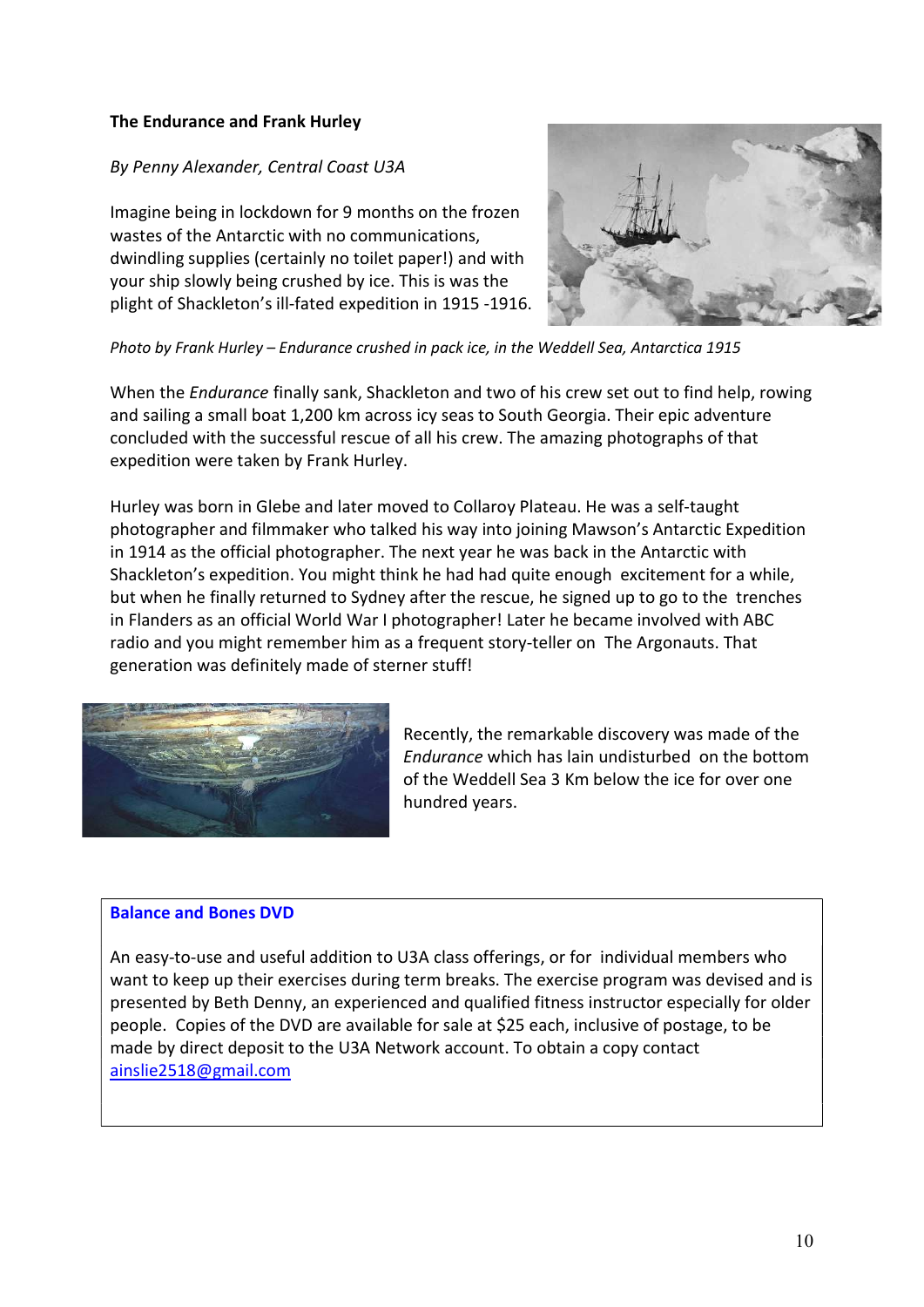**The Endurance and Frank Hurley**

*By Penny Alexander, Central Coast U3A*

Imagine being in lockdown for 9 months on the frozen wastes of the Antarctic with no communications, dwindling supplies (certainly no toilet paper!) and with your ship slowly being crushed by ice. This is was the plight of Shackleton's ill-fated expedition in 1915 -1916.

*Photo by Frank Hurley – Endurance crushed in pack ice, in the Weddell Sea, Antarctica 1915*

When the *Endurance* finally sank, Shackleton and two of his crew set out to find help, rowing and sailing a small boat 1,200 km across icy seas to South Georgia. Their epic adventure concluded with the successful rescue of all his crew. The amazing photographs of that expedition were taken by Frank Hurley.

Hurley was born in Glebe and later moved to Collaroy Plateau. He was a self-taught photographer and filmmaker who talked his way into joining Mawson's Antarctic Expedition in 1914 as the official photographer. The next year he was back in the Antarctic with Shackleton's expedition. You might think he had had quite enough excitement for a while, but when he finally returned to Sydney after the rescue, he signed up to go to the trenches in Flanders as an official World War I photographer! Later he became involved with ABC radio and you might remember him as a frequent story-teller on The Argonauts. That generation was definitely made of sterner stuff!

Recently, the remarkable discovery was made of the *Endurance* which has lain undisturbed on the bottom of the Weddell Sea 3 Km below the ice for over one hundred years.

**Balance and Bones DVD**

An easy-to-use and useful addition to U3A class offerings, or for individual members who want to keep up their exercises during term breaks. The exercise program was devised and is presented by Beth Denny, an experienced and qualified fitness instructor especially for older people. Copies of the DVD are available for sale at $25 each, inclusive of postage, to be made by direct deposit to the U3A Network account. To obtain a copy contact ainslie2518@gmail.com